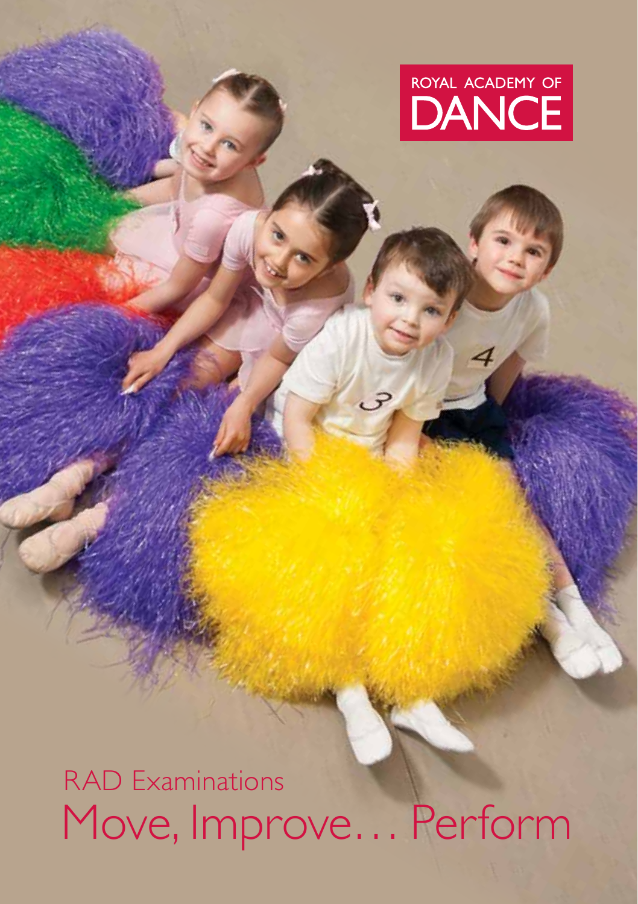ROYAL ACADEMY OF DANCE

RAD Examinations

# Move, Improve… Perform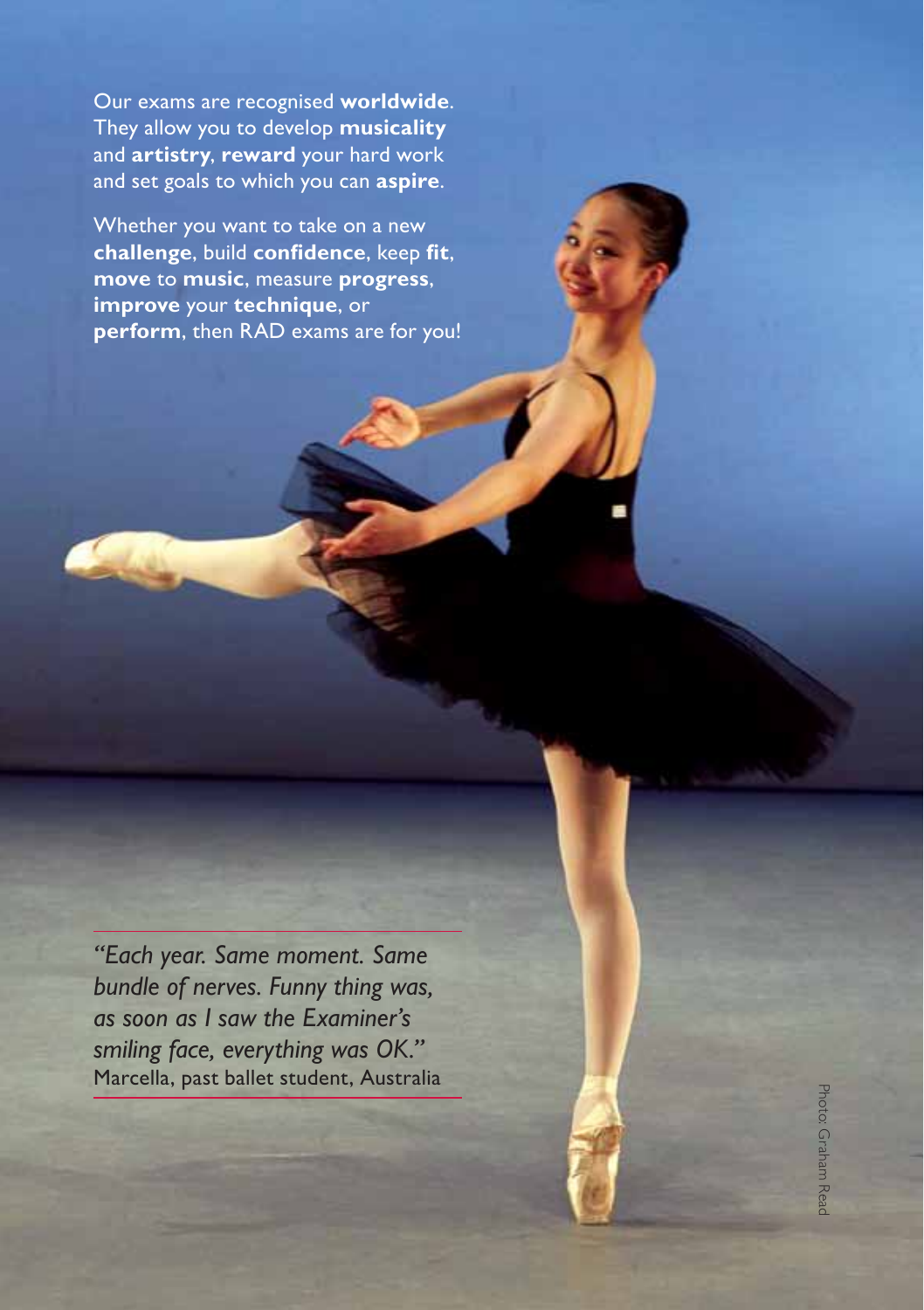Our exams are recognised **worldwide**. They allow you to develop **musicality** and **artistry**, **reward** your hard work and set goals to which you can **aspire**.

Whether you want to take on a new **challenge**, build **confidence**, keep **fit**, **move** to **music**, measure **progress**, **improve** your **technique**, or **perform**, then RAD exams are for you!

---

*"Each year. Same moment. Same bundle of nerves. Funny thing was, as soon as I saw the Examiner's smiling face, everything was OK."*
Marcella, past ballet student, Australia

---

Photo: Graham Read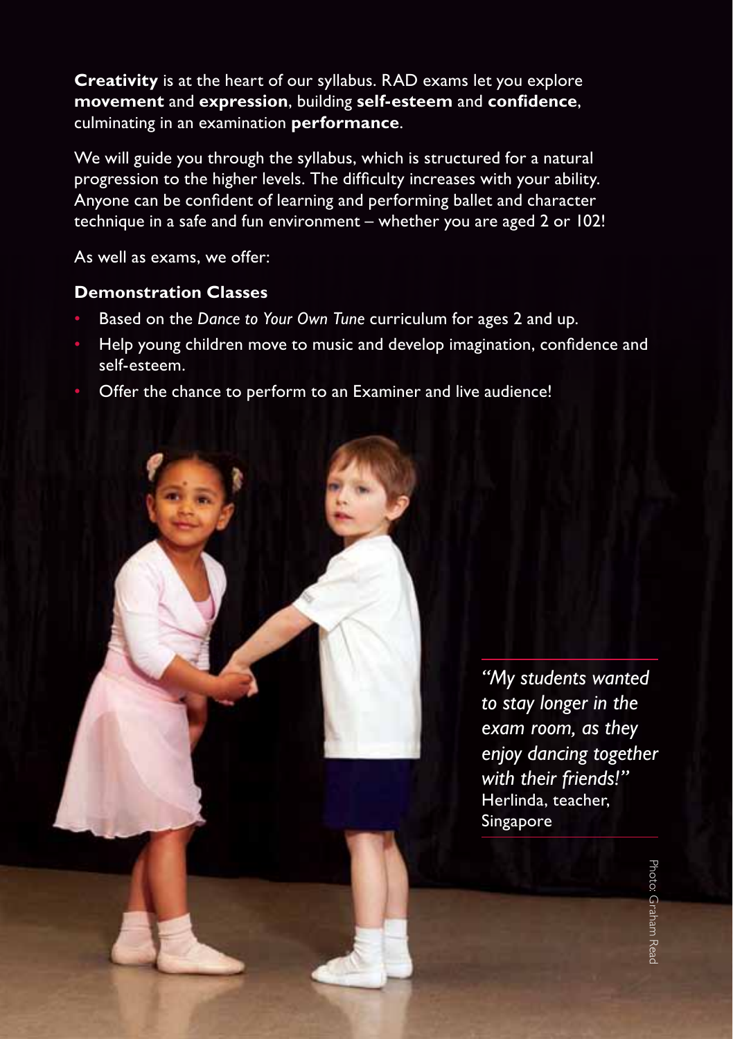**Creativity** is at the heart of our syllabus. RAD exams let you explore **movement** and **expression**, building **self-esteem** and **confidence**, culminating in an examination **performance**.

We will guide you through the syllabus, which is structured for a natural progression to the higher levels. The difficulty increases with your ability. Anyone can be confident of learning and performing ballet and character technique in a safe and fun environment – whether you are aged 2 or 102!

As well as exams, we offer:

**Demonstration Classes**

- Based on the *Dance to Your Own Tune* curriculum for ages 2 and up.
- Help young children move to music and develop imagination, confidence and self-esteem.
- Offer the chance to perform to an Examiner and live audience!

*"My students wanted to stay longer in the exam room, as they enjoy dancing together with their friends!"*
Herlinda, teacher, Singapore

Photo: Graham Read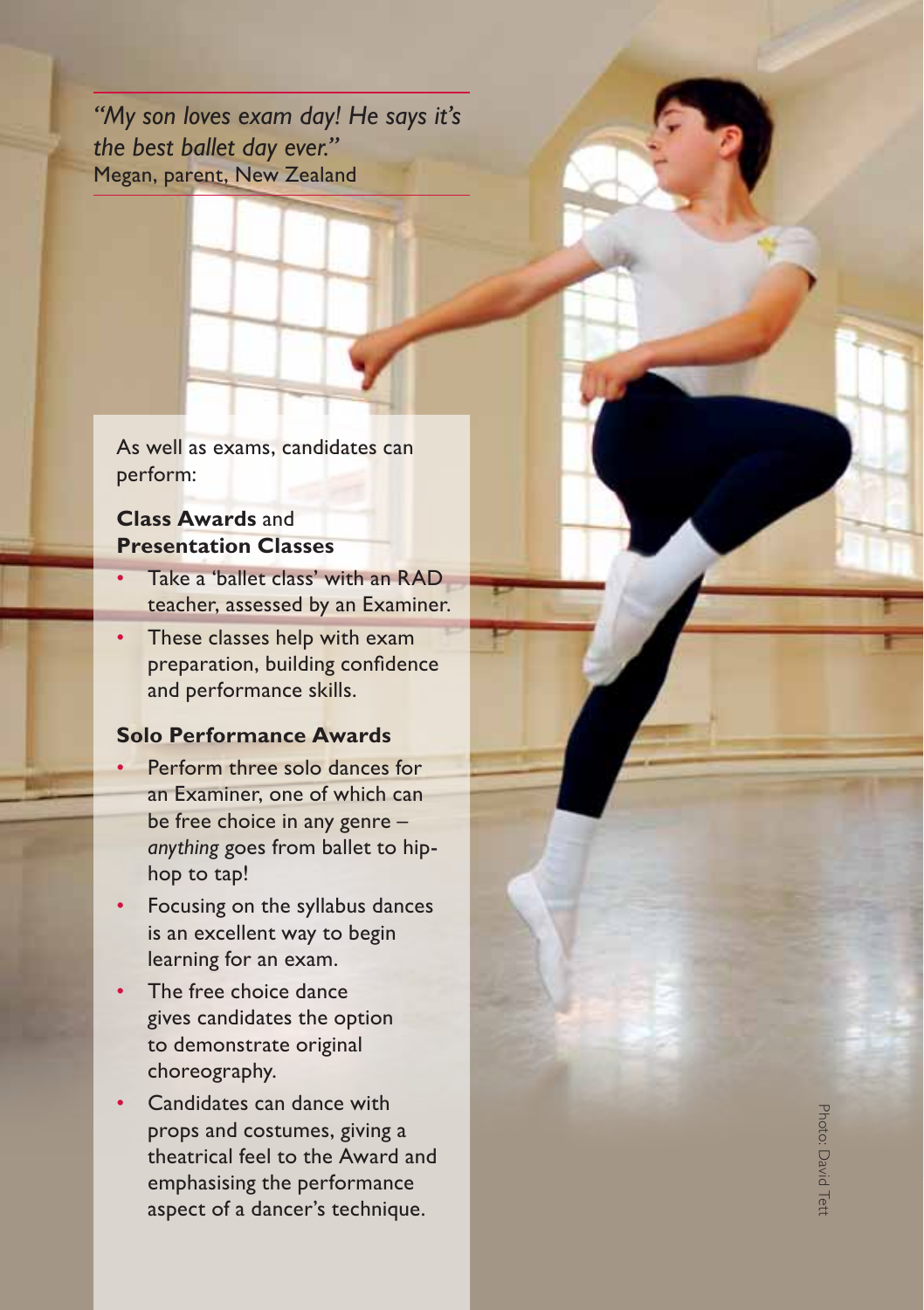*"My son loves exam day! He says it's the best ballet day ever."*
Megan, parent, New Zealand

As well as exams, candidates can perform:

### **Class Awards** and **Presentation Classes**

- Take a 'ballet class' with an RAD teacher, assessed by an Examiner.
- These classes help with exam preparation, building confidence and performance skills.

### **Solo Performance Awards**

- Perform three solo dances for an Examiner, one of which can be free choice in any genre – *anything* goes from ballet to hip-hop to tap!
- Focusing on the syllabus dances is an excellent way to begin learning for an exam.
- The free choice dance gives candidates the option to demonstrate original choreography.
- Candidates can dance with props and costumes, giving a theatrical feel to the Award and emphasising the performance aspect of a dancer's technique.

Photo: David Tett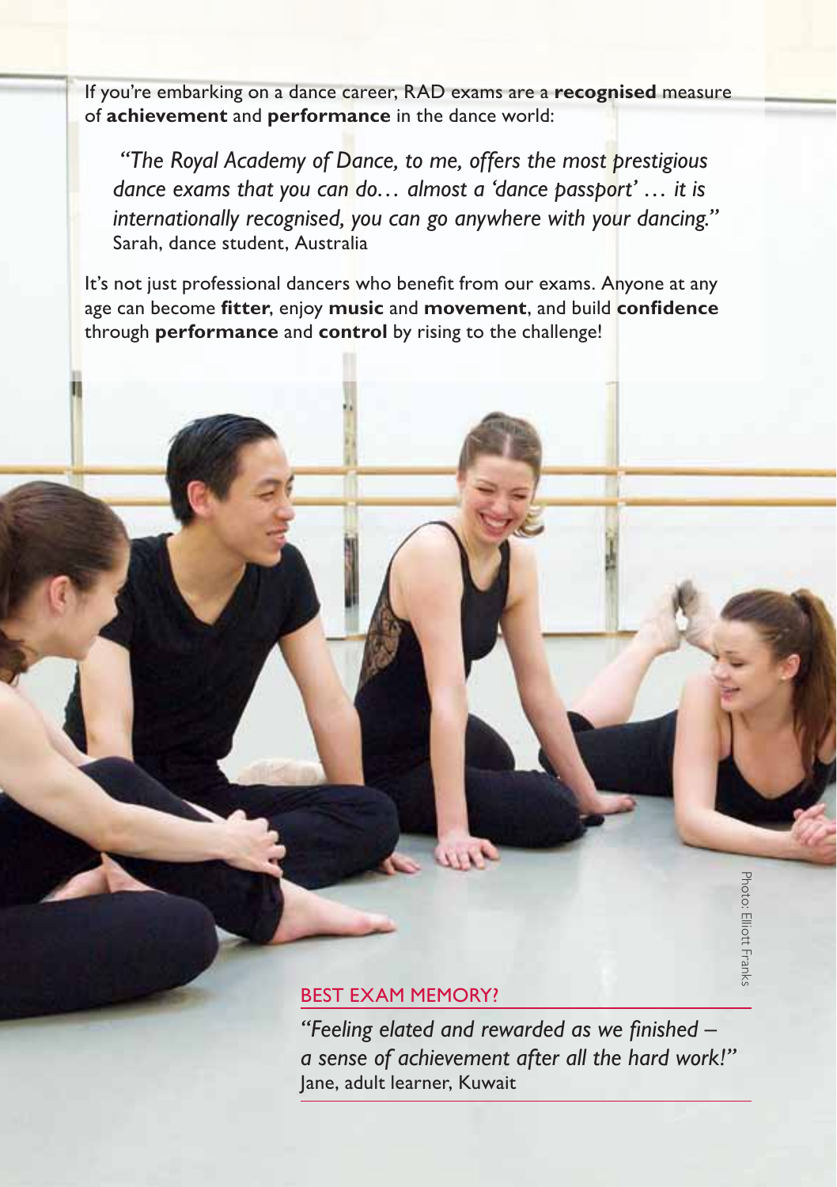If you're embarking on a dance career, RAD exams are a **recognised** measure of **achievement** and **performance** in the dance world:

> *"The Royal Academy of Dance, to me, offers the most prestigious dance exams that you can do… almost a 'dance passport' … it is internationally recognised, you can go anywhere with your dancing."*
> Sarah, dance student, Australia

It's not just professional dancers who benefit from our exams. Anyone at any age can become **fitter**, enjoy **music** and **movement**, and build **confidence** through **performance** and **control** by rising to the challenge!

Photo: Elliott Franks

## BEST EXAM MEMORY?

*"Feeling elated and rewarded as we finished – a sense of achievement after all the hard work!"*
Jane, adult learner, Kuwait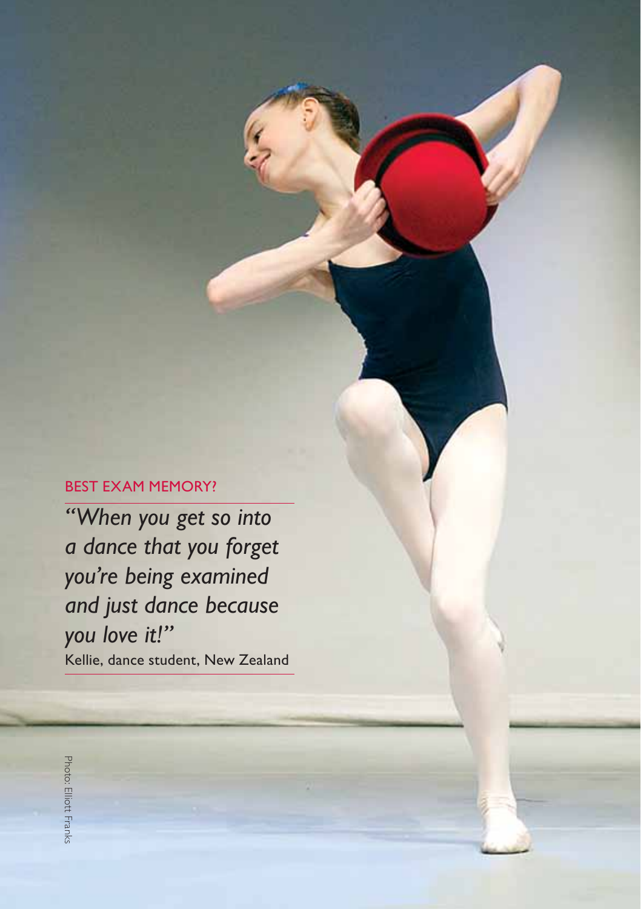BEST EXAM MEMORY?

*"When you get so into a dance that you forget you're being examined and just dance because you love it!"*

Kellie, dance student, New Zealand

Photo: Elliott Franks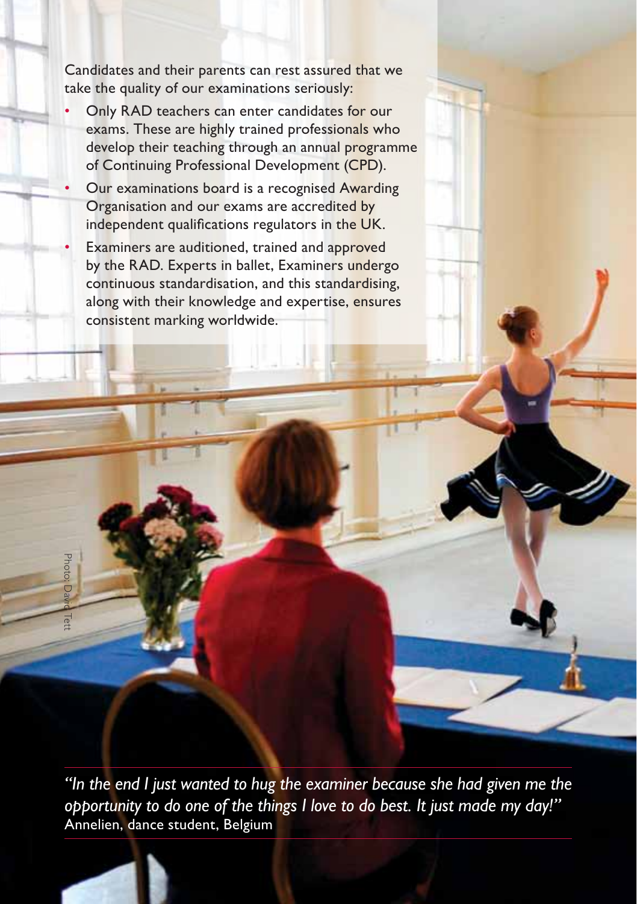Candidates and their parents can rest assured that we take the quality of our examinations seriously:

- Only RAD teachers can enter candidates for our exams. These are highly trained professionals who develop their teaching through an annual programme of Continuing Professional Development (CPD).
- Our examinations board is a recognised Awarding Organisation and our exams are accredited by independent qualifications regulators in the UK.
- Examiners are auditioned, trained and approved by the RAD. Experts in ballet, Examiners undergo continuous standardisation, and this standardising, along with their knowledge and expertise, ensures consistent marking worldwide.

Photo: David Tett

*"In the end I just wanted to hug the examiner because she had given me the opportunity to do one of the things I love to do best. It just made my day!"*
Annelien, dance student, Belgium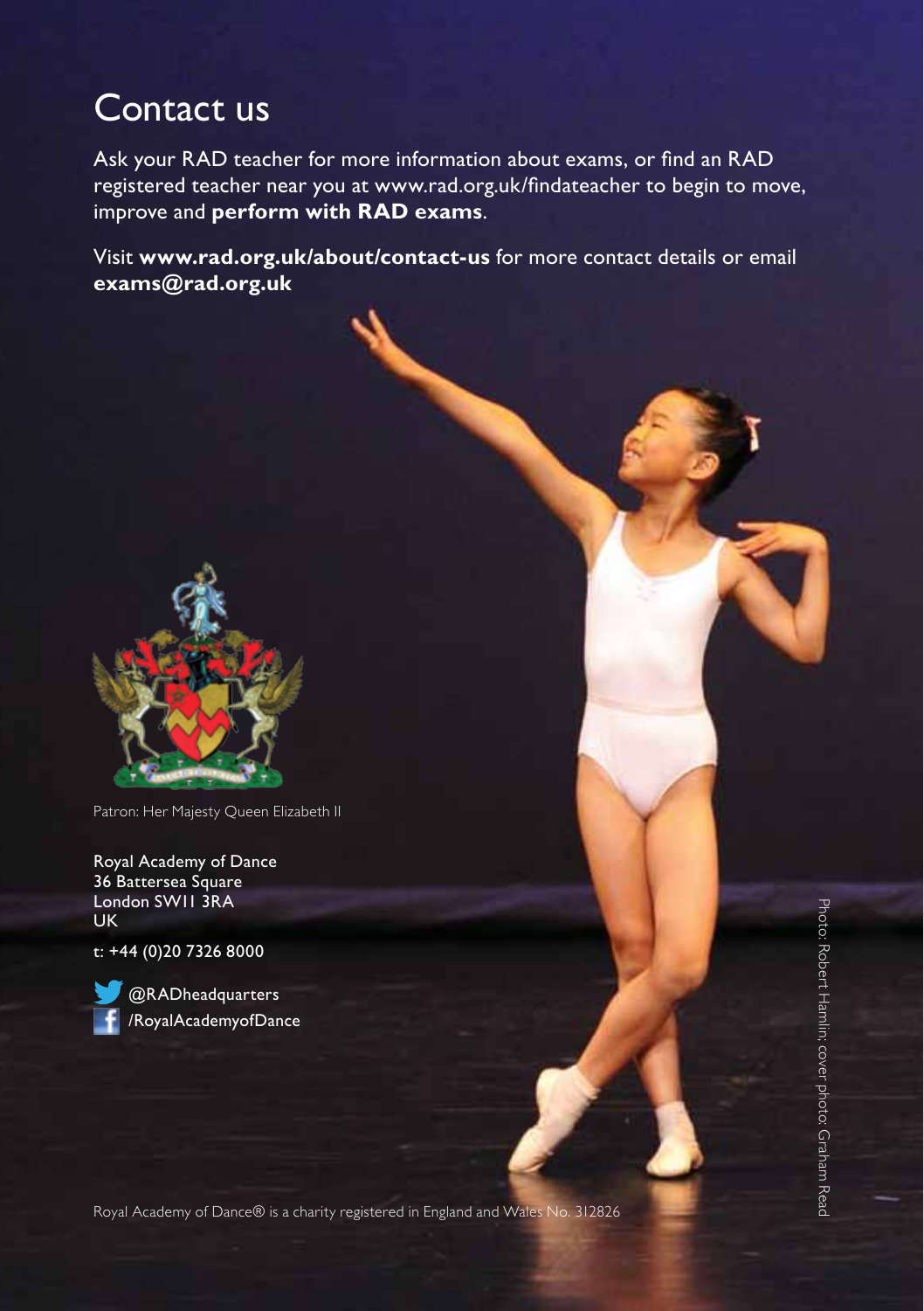# Contact us

Ask your RAD teacher for more information about exams, or find an RAD registered teacher near you at www.rad.org.uk/findateacher to begin to move, improve and **perform with RAD exams**.

Visit **www.rad.org.uk/about/contact-us** for more contact details or email **exams@rad.org.uk**

Patron: Her Majesty Queen Elizabeth II

Royal Academy of Dance
36 Battersea Square
London SW11 3RA
UK

t: +44 (0)20 7326 8000

@RADheadquarters
/RoyalAcademyofDance

Photo: Robert Hamlin; cover photo: Graham Read

Royal Academy of Dance® is a charity registered in England and Wales No. 312826